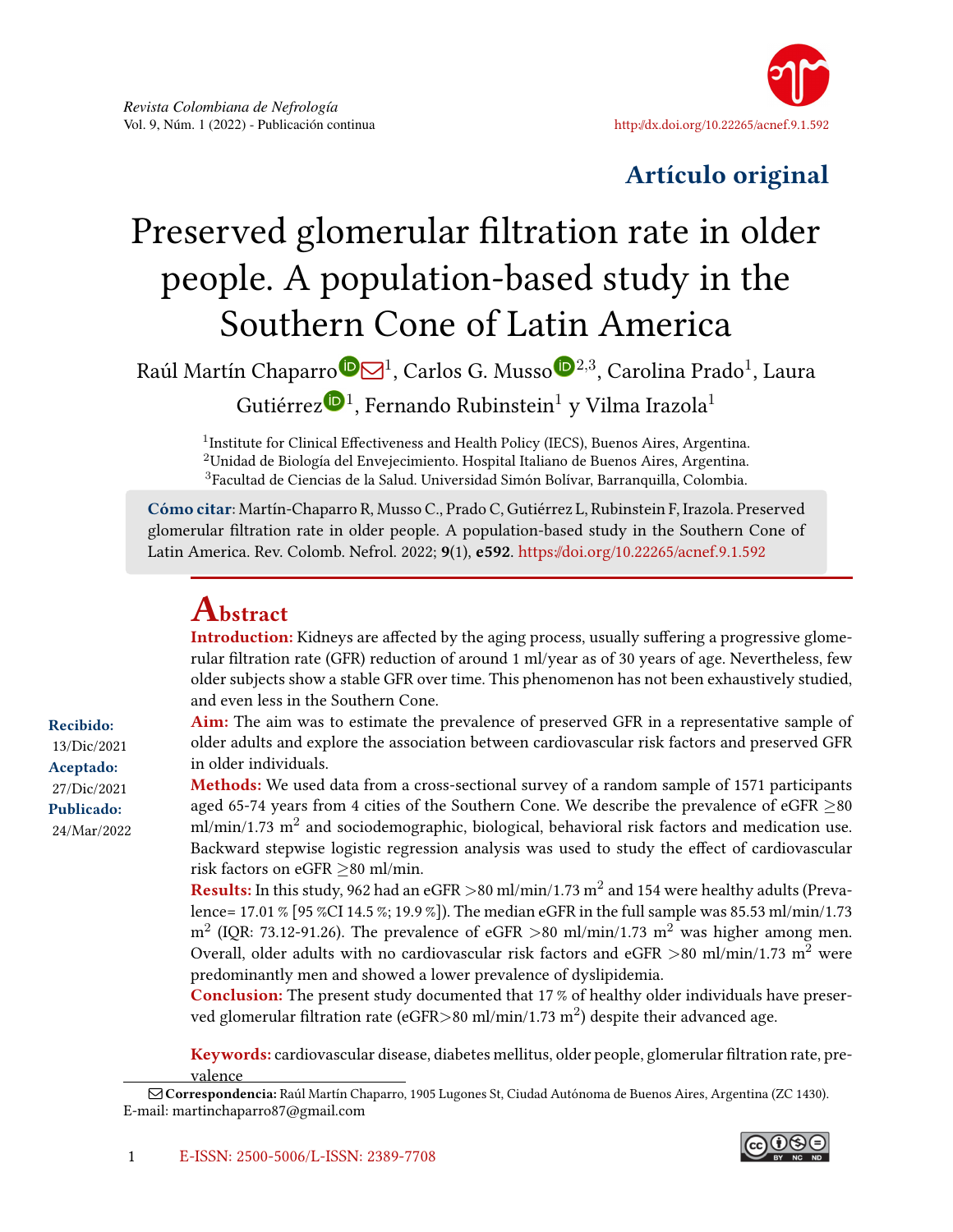Artículo original

# Preserved glomerular filtration rate in older people. A population-based study in the Southern Cone of Latin America

Raúl Martín Chaparro[1], Carlos G. Musso[2,3], Carolina Prado[1], Laura Gutiérrez[1], Fernando Rubinstein[1] y Vilma Irazola[1]

[1]Institute for Clinical Effectiveness and Health Policy (IECS), Buenos Aires, Argentina.
[2]Unidad de Biología del Envejecimiento. Hospital Italiano de Buenos Aires, Argentina.
[3]Facultad de Ciencias de la Salud. Universidad Simón Bolívar, Barranquilla, Colombia.

**Cómo citar**: Martín-Chaparro R, Musso C., Prado C, Gutiérrez L, Rubinstein F, Irazola. Preserved glomerular filtration rate in older people. A population-based study in the Southern Cone of Latin America. Rev. Colomb. Nefrol. 2022; **9**(1), **e592**. https://doi.org/10.22265/acnef.9.1.592

**Recibido:** 13/Dic/2021
**Aceptado:** 27/Dic/2021
**Publicado:** 24/Mar/2022

## Abstract

**Introduction:** Kidneys are affected by the aging process, usually suffering a progressive glomerular filtration rate (GFR) reduction of around 1 ml/year as of 30 years of age. Nevertheless, few older subjects show a stable GFR over time. This phenomenon has not been exhaustively studied, and even less in the Southern Cone.

**Aim:** The aim was to estimate the prevalence of preserved GFR in a representative sample of older adults and explore the association between cardiovascular risk factors and preserved GFR in older individuals.

**Methods:** We used data from a cross-sectional survey of a random sample of 1571 participants aged 65-74 years from 4 cities of the Southern Cone. We describe the prevalence of eGFR $\geq$80 ml/min/1.73 m$^2$ and sociodemographic, biological, behavioral risk factors and medication use. Backward stepwise logistic regression analysis was used to study the effect of cardiovascular risk factors on eGFR $\geq$80 ml/min.

**Results:** In this study, 962 had an eGFR >80 ml/min/1.73 m$^2$ and 154 were healthy adults (Prevalence= 17.01 % [95 %CI 14.5 %; 19.9 %]). The median eGFR in the full sample was 85.53 ml/min/1.73 m$^2$ (IQR: 73.12-91.26). The prevalence of eGFR >80 ml/min/1.73 m$^2$ was higher among men. Overall, older adults with no cardiovascular risk factors and eGFR >80 ml/min/1.73 m$^2$ were predominantly men and showed a lower prevalence of dyslipidemia.

**Conclusion:** The present study documented that 17 % of healthy older individuals have preserved glomerular filtration rate (eGFR>80 ml/min/1.73 m$^2$) despite their advanced age.

**Keywords:** cardiovascular disease, diabetes mellitus, older people, glomerular filtration rate, prevalence

**Correspondencia:** Raúl Martín Chaparro, 1905 Lugones St, Ciudad Autónoma de Buenos Aires, Argentina (ZC 1430). E-mail: martinchaparro87@gmail.com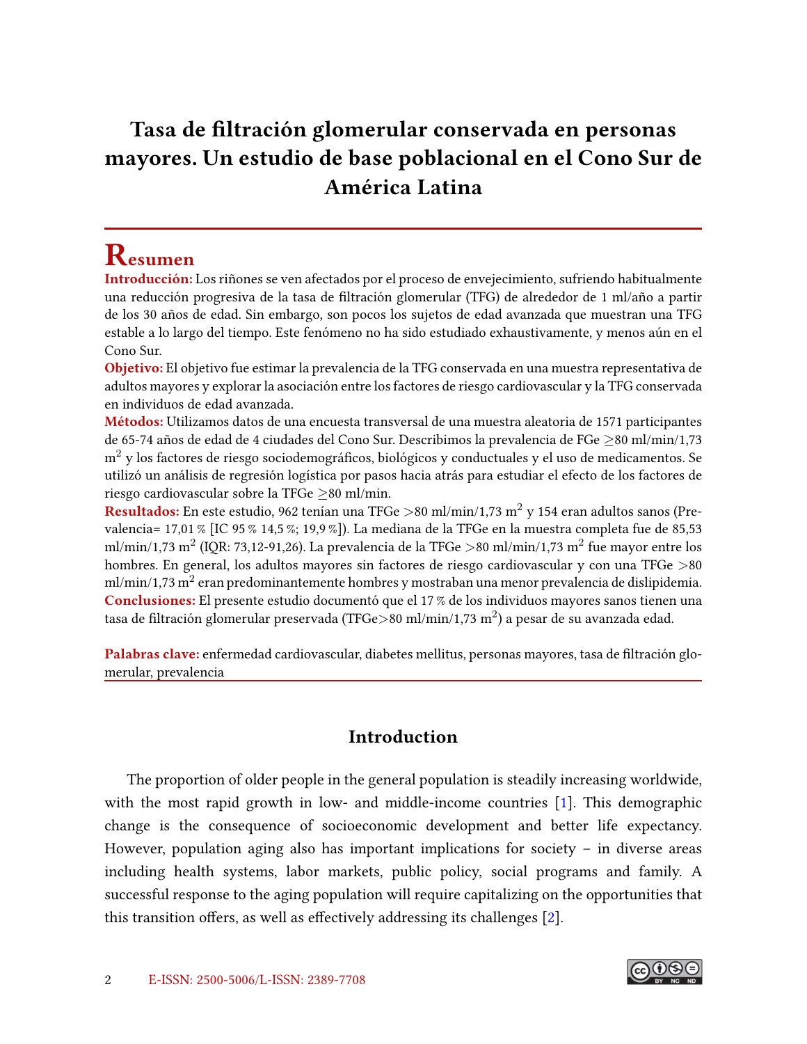# Tasa de filtración glomerular conservada en personas mayores. Un estudio de base poblacional en el Cono Sur de América Latina

## Resumen

**Introducción:** Los riñones se ven afectados por el proceso de envejecimiento, sufriendo habitualmente una reducción progresiva de la tasa de filtración glomerular (TFG) de alrededor de 1 ml/año a partir de los 30 años de edad. Sin embargo, son pocos los sujetos de edad avanzada que muestran una TFG estable a lo largo del tiempo. Este fenómeno no ha sido estudiado exhaustivamente, y menos aún en el Cono Sur.

**Objetivo:** El objetivo fue estimar la prevalencia de la TFG conservada en una muestra representativa de adultos mayores y explorar la asociación entre los factores de riesgo cardiovascular y la TFG conservada en individuos de edad avanzada.

**Métodos:** Utilizamos datos de una encuesta transversal de una muestra aleatoria de 1571 participantes de 65-74 años de edad de 4 ciudades del Cono Sur. Describimos la prevalencia de FGe ≥80 ml/min/1,73 m$^2$ y los factores de riesgo sociodemográficos, biológicos y conductuales y el uso de medicamentos. Se utilizó un análisis de regresión logística por pasos hacia atrás para estudiar el efecto de los factores de riesgo cardiovascular sobre la TFGe ≥80 ml/min.

**Resultados:** En este estudio, 962 tenían una TFGe >80 ml/min/1,73 m$^2$ y 154 eran adultos sanos (Prevalencia= 17,01 % [IC 95 % 14,5 %; 19,9 %]). La mediana de la TFGe en la muestra completa fue de 85,53 ml/min/1,73 m$^2$ (IQR: 73,12-91,26). La prevalencia de la TFGe >80 ml/min/1,73 m$^2$ fue mayor entre los hombres. En general, los adultos mayores sin factores de riesgo cardiovascular y con una TFGe >80 ml/min/1,73 m$^2$ eran predominantemente hombres y mostraban una menor prevalencia de dislipidemia.

**Conclusiones:** El presente estudio documentó que el 17 % de los individuos mayores sanos tienen una tasa de filtración glomerular preservada (TFGe>80 ml/min/1,73 m$^2$) a pesar de su avanzada edad.

**Palabras clave:** enfermedad cardiovascular, diabetes mellitus, personas mayores, tasa de filtración glomerular, prevalencia

## Introduction

The proportion of older people in the general population is steadily increasing worldwide, with the most rapid growth in low- and middle-income countries [1]. This demographic change is the consequence of socioeconomic development and better life expectancy. However, population aging also has important implications for society – in diverse areas including health systems, labor markets, public policy, social programs and family. A successful response to the aging population will require capitalizing on the opportunities that this transition offers, as well as effectively addressing its challenges [2].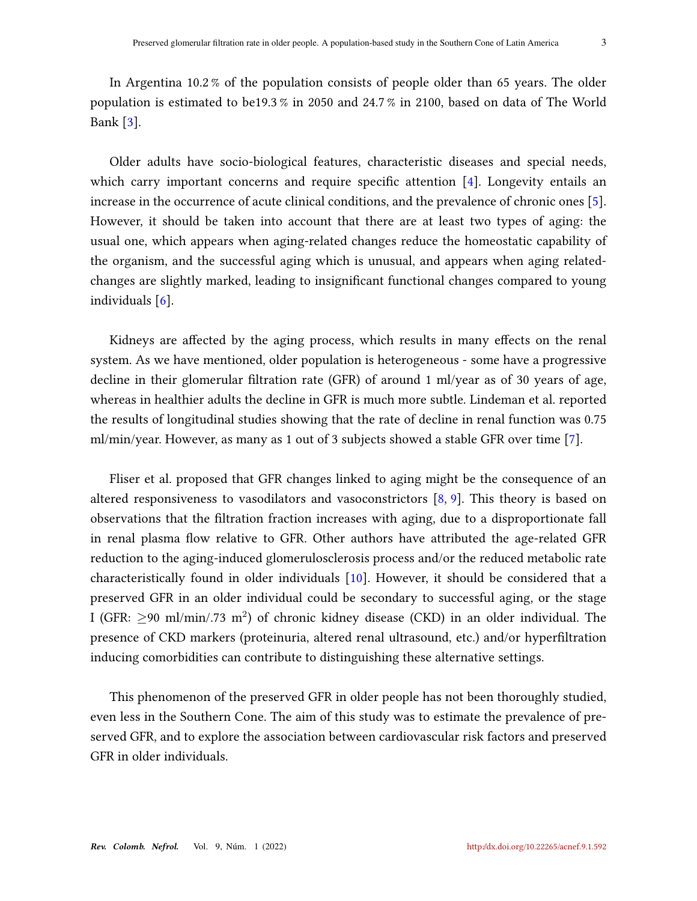In Argentina 10.2 % of the population consists of people older than 65 years. The older population is estimated to be19.3 % in 2050 and 24.7 % in 2100, based on data of The World Bank [3].

Older adults have socio-biological features, characteristic diseases and special needs, which carry important concerns and require specific attention [4]. Longevity entails an increase in the occurrence of acute clinical conditions, and the prevalence of chronic ones [5]. However, it should be taken into account that there are at least two types of aging: the usual one, which appears when aging-related changes reduce the homeostatic capability of the organism, and the successful aging which is unusual, and appears when aging related-changes are slightly marked, leading to insignificant functional changes compared to young individuals [6].

Kidneys are affected by the aging process, which results in many effects on the renal system. As we have mentioned, older population is heterogeneous - some have a progressive decline in their glomerular filtration rate (GFR) of around 1 ml/year as of 30 years of age, whereas in healthier adults the decline in GFR is much more subtle. Lindeman et al. reported the results of longitudinal studies showing that the rate of decline in renal function was 0.75 ml/min/year. However, as many as 1 out of 3 subjects showed a stable GFR over time [7].

Fliser et al. proposed that GFR changes linked to aging might be the consequence of an altered responsiveness to vasodilators and vasoconstrictors [8, 9]. This theory is based on observations that the filtration fraction increases with aging, due to a disproportionate fall in renal plasma flow relative to GFR. Other authors have attributed the age-related GFR reduction to the aging-induced glomerulosclerosis process and/or the reduced metabolic rate characteristically found in older individuals [10]. However, it should be considered that a preserved GFR in an older individual could be secondary to successful aging, or the stage I (GFR: $\geq$90 ml/min/.73 m$^2$) of chronic kidney disease (CKD) in an older individual. The presence of CKD markers (proteinuria, altered renal ultrasound, etc.) and/or hyperfiltration inducing comorbidities can contribute to distinguishing these alternative settings.

This phenomenon of the preserved GFR in older people has not been thoroughly studied, even less in the Southern Cone. The aim of this study was to estimate the prevalence of preserved GFR, and to explore the association between cardiovascular risk factors and preserved GFR in older individuals.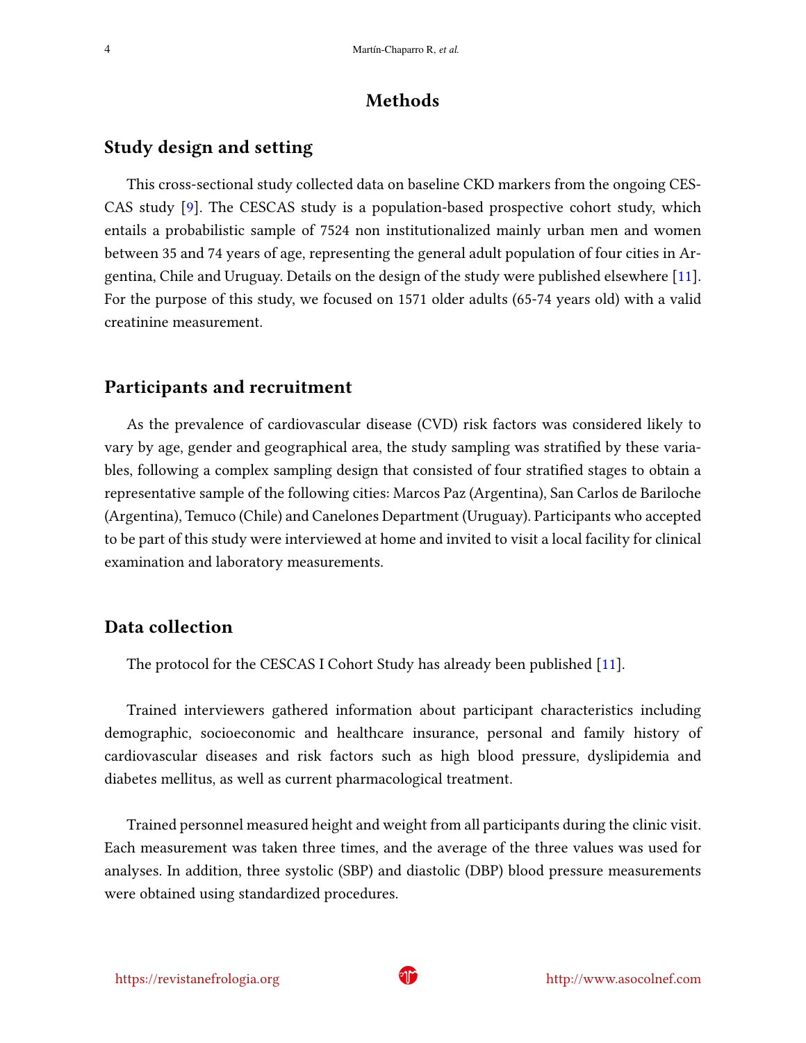# Methods

## Study design and setting

This cross-sectional study collected data on baseline CKD markers from the ongoing CESCAS study [9]. The CESCAS study is a population-based prospective cohort study, which entails a probabilistic sample of 7524 non institutionalized mainly urban men and women between 35 and 74 years of age, representing the general adult population of four cities in Argentina, Chile and Uruguay. Details on the design of the study were published elsewhere [11]. For the purpose of this study, we focused on 1571 older adults (65-74 years old) with a valid creatinine measurement.

## Participants and recruitment

As the prevalence of cardiovascular disease (CVD) risk factors was considered likely to vary by age, gender and geographical area, the study sampling was stratified by these variables, following a complex sampling design that consisted of four stratified stages to obtain a representative sample of the following cities: Marcos Paz (Argentina), San Carlos de Bariloche (Argentina), Temuco (Chile) and Canelones Department (Uruguay). Participants who accepted to be part of this study were interviewed at home and invited to visit a local facility for clinical examination and laboratory measurements.

## Data collection

The protocol for the CESCAS I Cohort Study has already been published [11].

Trained interviewers gathered information about participant characteristics including demographic, socioeconomic and healthcare insurance, personal and family history of cardiovascular diseases and risk factors such as high blood pressure, dyslipidemia and diabetes mellitus, as well as current pharmacological treatment.

Trained personnel measured height and weight from all participants during the clinic visit. Each measurement was taken three times, and the average of the three values was used for analyses. In addition, three systolic (SBP) and diastolic (DBP) blood pressure measurements were obtained using standardized procedures.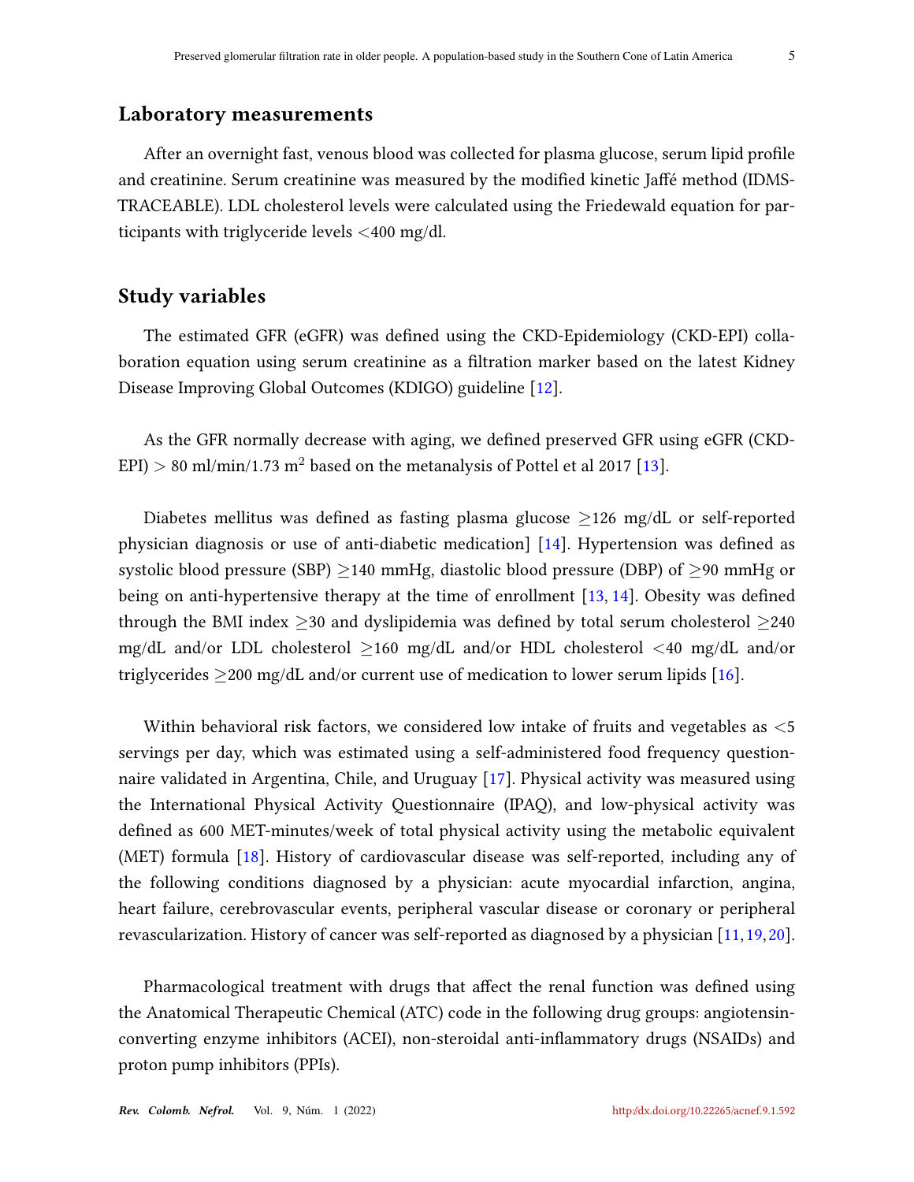## Laboratory measurements

After an overnight fast, venous blood was collected for plasma glucose, serum lipid profile and creatinine. Serum creatinine was measured by the modified kinetic Jaffé method (IDMS-TRACEABLE). LDL cholesterol levels were calculated using the Friedewald equation for participants with triglyceride levels <400 mg/dl.

## Study variables

The estimated GFR (eGFR) was defined using the CKD-Epidemiology (CKD-EPI) collaboration equation using serum creatinine as a filtration marker based on the latest Kidney Disease Improving Global Outcomes (KDIGO) guideline [12].

As the GFR normally decrease with aging, we defined preserved GFR using eGFR (CKD-EPI) > 80 ml/min/1.73 $m^2$ based on the metanalysis of Pottel et al 2017 [13].

Diabetes mellitus was defined as fasting plasma glucose ≥126 mg/dL or self-reported physician diagnosis or use of anti-diabetic medication] [14]. Hypertension was defined as systolic blood pressure (SBP) ≥140 mmHg, diastolic blood pressure (DBP) of ≥90 mmHg or being on anti-hypertensive therapy at the time of enrollment [13, 14]. Obesity was defined through the BMI index ≥30 and dyslipidemia was defined by total serum cholesterol ≥240 mg/dL and/or LDL cholesterol ≥160 mg/dL and/or HDL cholesterol <40 mg/dL and/or triglycerides ≥200 mg/dL and/or current use of medication to lower serum lipids [16].

Within behavioral risk factors, we considered low intake of fruits and vegetables as <5 servings per day, which was estimated using a self-administered food frequency questionnaire validated in Argentina, Chile, and Uruguay [17]. Physical activity was measured using the International Physical Activity Questionnaire (IPAQ), and low-physical activity was defined as 600 MET-minutes/week of total physical activity using the metabolic equivalent (MET) formula [18]. History of cardiovascular disease was self-reported, including any of the following conditions diagnosed by a physician: acute myocardial infarction, angina, heart failure, cerebrovascular events, peripheral vascular disease or coronary or peripheral revascularization. History of cancer was self-reported as diagnosed by a physician [11, 19, 20].

Pharmacological treatment with drugs that affect the renal function was defined using the Anatomical Therapeutic Chemical (ATC) code in the following drug groups: angiotensin-converting enzyme inhibitors (ACEI), non-steroidal anti-inflammatory drugs (NSAIDs) and proton pump inhibitors (PPIs).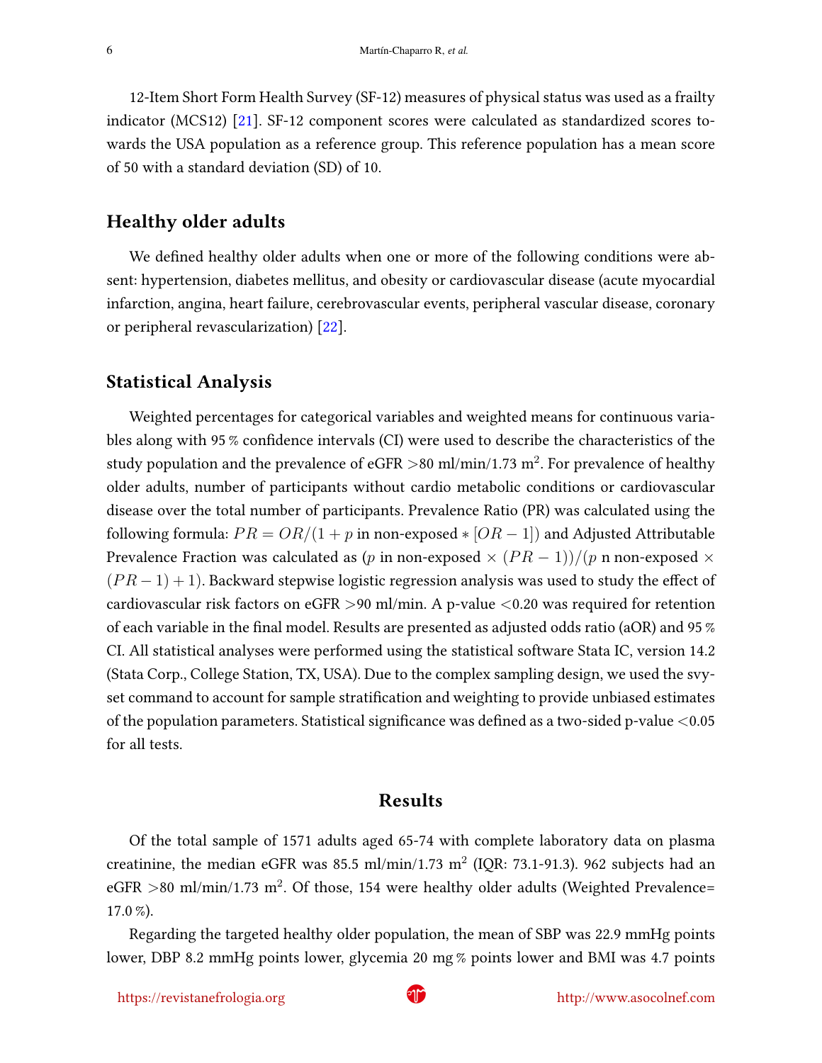12-Item Short Form Health Survey (SF-12) measures of physical status was used as a frailty indicator (MCS12) [21]. SF-12 component scores were calculated as standardized scores towards the USA population as a reference group. This reference population has a mean score of 50 with a standard deviation (SD) of 10.

## Healthy older adults

We defined healthy older adults when one or more of the following conditions were absent: hypertension, diabetes mellitus, and obesity or cardiovascular disease (acute myocardial infarction, angina, heart failure, cerebrovascular events, peripheral vascular disease, coronary or peripheral revascularization) [22].

## Statistical Analysis

Weighted percentages for categorical variables and weighted means for continuous variables along with 95 % confidence intervals (CI) were used to describe the characteristics of the study population and the prevalence of eGFR >80 ml/min/1.73 m$^2$. For prevalence of healthy older adults, number of participants without cardio metabolic conditions or cardiovascular disease over the total number of participants. Prevalence Ratio (PR) was calculated using the following formula: $PR = OR/(1 + p$ in non-exposed $* [OR - 1])$ and Adjusted Attributable Prevalence Fraction was calculated as ($p$ in non-exposed $\times$ $(PR - 1))/(p$ n non-exposed $\times$ $(PR - 1) + 1)$. Backward stepwise logistic regression analysis was used to study the effect of cardiovascular risk factors on eGFR >90 ml/min. A p-value <0.20 was required for retention of each variable in the final model. Results are presented as adjusted odds ratio (aOR) and 95 % CI. All statistical analyses were performed using the statistical software Stata IC, version 14.2 (Stata Corp., College Station, TX, USA). Due to the complex sampling design, we used the svyset command to account for sample stratification and weighting to provide unbiased estimates of the population parameters. Statistical significance was defined as a two-sided p-value <0.05 for all tests.

# Results

Of the total sample of 1571 adults aged 65-74 with complete laboratory data on plasma creatinine, the median eGFR was 85.5 ml/min/1.73 m$^2$ (IQR: 73.1-91.3). 962 subjects had an eGFR >80 ml/min/1.73 m$^2$. Of those, 154 were healthy older adults (Weighted Prevalence= 17.0 %).

Regarding the targeted healthy older population, the mean of SBP was 22.9 mmHg points lower, DBP 8.2 mmHg points lower, glycemia 20 mg % points lower and BMI was 4.7 points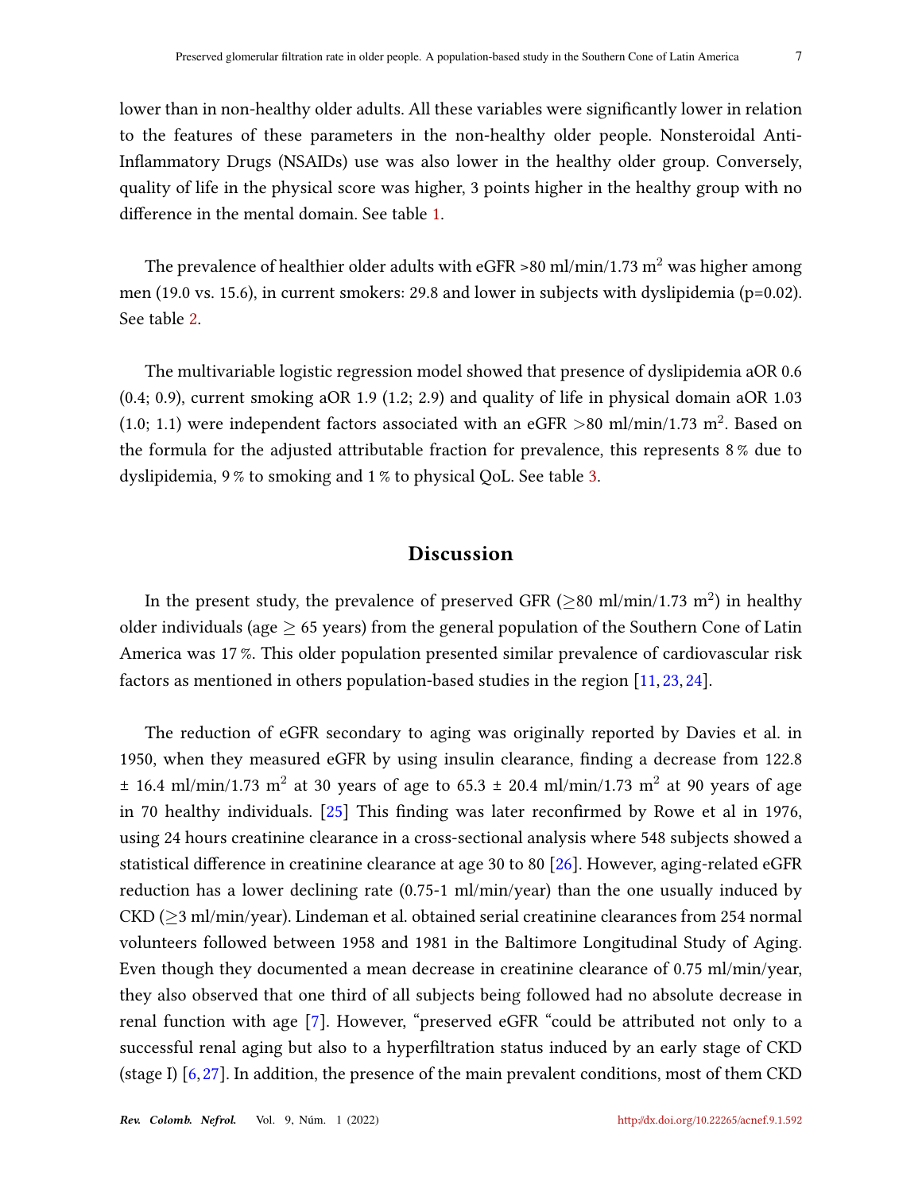lower than in non-healthy older adults. All these variables were significantly lower in relation to the features of these parameters in the non-healthy older people. Nonsteroidal Anti-Inflammatory Drugs (NSAIDs) use was also lower in the healthy older group. Conversely, quality of life in the physical score was higher, 3 points higher in the healthy group with no difference in the mental domain. See table 1.

The prevalence of healthier older adults with eGFR >80 ml/min/1.73 m$^2$ was higher among men (19.0 vs. 15.6), in current smokers: 29.8 and lower in subjects with dyslipidemia (p=0.02). See table 2.

The multivariable logistic regression model showed that presence of dyslipidemia aOR 0.6 (0.4; 0.9), current smoking aOR 1.9 (1.2; 2.9) and quality of life in physical domain aOR 1.03 (1.0; 1.1) were independent factors associated with an eGFR >80 ml/min/1.73 m$^2$. Based on the formula for the adjusted attributable fraction for prevalence, this represents 8 % due to dyslipidemia, 9 % to smoking and 1 % to physical QoL. See table 3.

## Discussion

In the present study, the prevalence of preserved GFR ($\geq$80 ml/min/1.73 m$^2$) in healthy older individuals (age $\geq$ 65 years) from the general population of the Southern Cone of Latin America was 17 %. This older population presented similar prevalence of cardiovascular risk factors as mentioned in others population-based studies in the region [11, 23, 24].

The reduction of eGFR secondary to aging was originally reported by Davies et al. in 1950, when they measured eGFR by using insulin clearance, finding a decrease from 122.8 ± 16.4 ml/min/1.73 m$^2$ at 30 years of age to 65.3 ± 20.4 ml/min/1.73 m$^2$ at 90 years of age in 70 healthy individuals. [25] This finding was later reconfirmed by Rowe et al in 1976, using 24 hours creatinine clearance in a cross-sectional analysis where 548 subjects showed a statistical difference in creatinine clearance at age 30 to 80 [26]. However, aging-related eGFR reduction has a lower declining rate (0.75-1 ml/min/year) than the one usually induced by CKD ($\geq$3 ml/min/year). Lindeman et al. obtained serial creatinine clearances from 254 normal volunteers followed between 1958 and 1981 in the Baltimore Longitudinal Study of Aging. Even though they documented a mean decrease in creatinine clearance of 0.75 ml/min/year, they also observed that one third of all subjects being followed had no absolute decrease in renal function with age [7]. However, "preserved eGFR "could be attributed not only to a successful renal aging but also to a hyperfiltration status induced by an early stage of CKD (stage I) [6, 27]. In addition, the presence of the main prevalent conditions, most of them CKD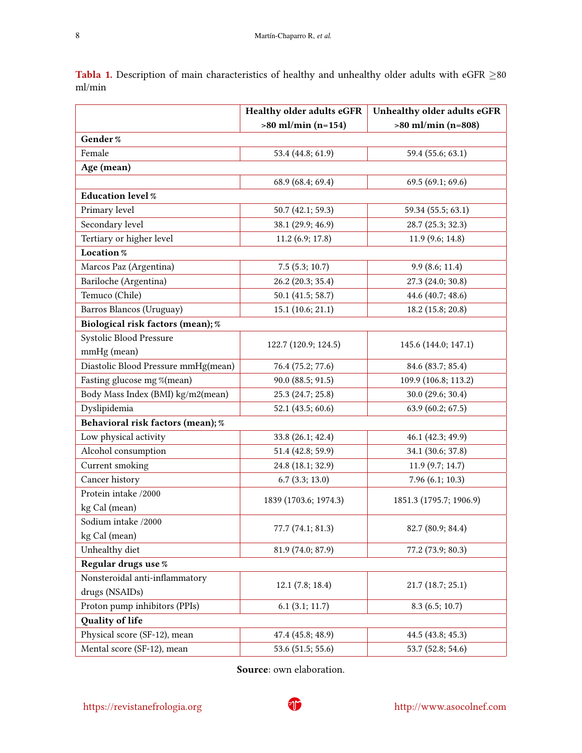**Tabla 1.** Description of main characteristics of healthy and unhealthy older adults with eGFR ≥80 ml/min

| | Healthy older adults eGFR >80 ml/min (n=154) | Unhealthy older adults eGFR >80 ml/min (n=808) |
|---|---|---|
| **Gender %** | | |
| Female | 53.4 (44.8; 61.9) | 59.4 (55.6; 63.1) |
| **Age (mean)** | | |
| | 68.9 (68.4; 69.4) | 69.5 (69.1; 69.6) |
| **Education level %** | | |
| Primary level | 50.7 (42.1; 59.3) | 59.34 (55.5; 63.1) |
| Secondary level | 38.1 (29.9; 46.9) | 28.7 (25.3; 32.3) |
| Tertiary or higher level | 11.2 (6.9; 17.8) | 11.9 (9.6; 14.8) |
| **Location %** | | |
| Marcos Paz (Argentina) | 7.5 (5.3; 10.7) | 9.9 (8.6; 11.4) |
| Bariloche (Argentina) | 26.2 (20.3; 35.4) | 27.3 (24.0; 30.8) |
| Temuco (Chile) | 50.1 (41.5; 58.7) | 44.6 (40.7; 48.6) |
| Barros Blancos (Uruguay) | 15.1 (10.6; 21.1) | 18.2 (15.8; 20.8) |
| **Biological risk factors (mean); %** | | |
| Systolic Blood Pressure mmHg (mean) | 122.7 (120.9; 124.5) | 145.6 (144.0; 147.1) |
| Diastolic Blood Pressure mmHg(mean) | 76.4 (75.2; 77.6) | 84.6 (83.7; 85.4) |
| Fasting glucose mg %(mean) | 90.0 (88.5; 91.5) | 109.9 (106.8; 113.2) |
| Body Mass Index (BMI) kg/m2(mean) | 25.3 (24.7; 25.8) | 30.0 (29.6; 30.4) |
| Dyslipidemia | 52.1 (43.5; 60.6) | 63.9 (60.2; 67.5) |
| **Behavioral risk factors (mean); %** | | |
| Low physical activity | 33.8 (26.1; 42.4) | 46.1 (42.3; 49.9) |
| Alcohol consumption | 51.4 (42.8; 59.9) | 34.1 (30.6; 37.8) |
| Current smoking | 24.8 (18.1; 32.9) | 11.9 (9.7; 14.7) |
| Cancer history | 6.7 (3.3; 13.0) | 7.96 (6.1; 10.3) |
| Protein intake /2000 kg Cal (mean) | 1839 (1703.6; 1974.3) | 1851.3 (1795.7; 1906.9) |
| Sodium intake /2000 kg Cal (mean) | 77.7 (74.1; 81.3) | 82.7 (80.9; 84.4) |
| Unhealthy diet | 81.9 (74.0; 87.9) | 77.2 (73.9; 80.3) |
| **Regular drugs use %** | | |
| Nonsteroidal anti-inflammatory drugs (NSAIDs) | 12.1 (7.8; 18.4) | 21.7 (18.7; 25.1) |
| Proton pump inhibitors (PPIs) | 6.1 (3.1; 11.7) | 8.3 (6.5; 10.7) |
| **Quality of life** | | |
| Physical score (SF-12), mean | 47.4 (45.8; 48.9) | 44.5 (43.8; 45.3) |
| Mental score (SF-12), mean | 53.6 (51.5; 55.6) | 53.7 (52.8; 54.6) |

**Source**: own elaboration.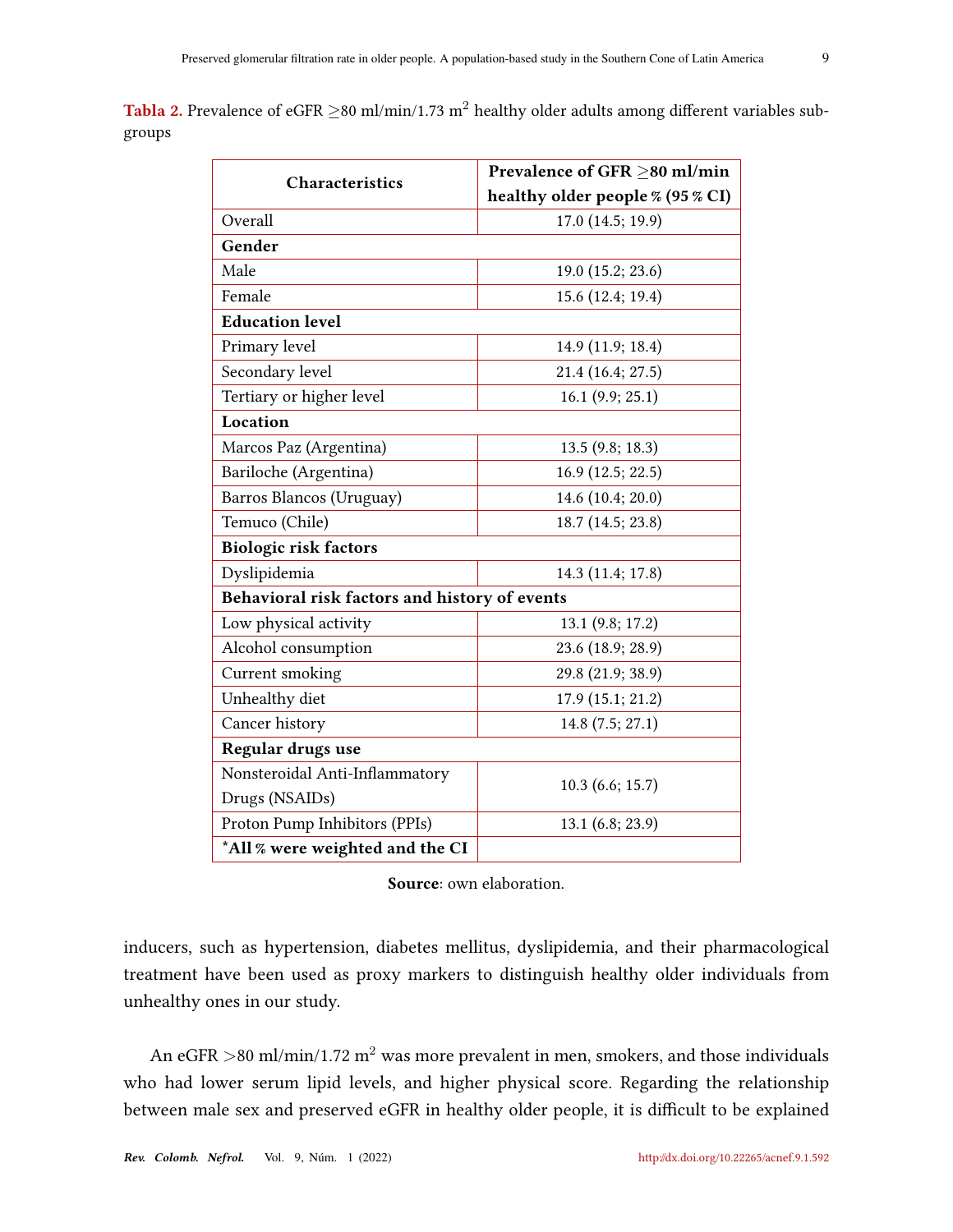**Tabla 2.** Prevalence of eGFR $\geq$80 ml/min/1.73 m$^2$ healthy older adults among different variables subgroups

| Characteristics | Prevalence of GFR $\geq$80 ml/min healthy older people % (95 % CI) |
|---|---|
| Overall | 17.0 (14.5; 19.9) |
| **Gender** | |
| Male | 19.0 (15.2; 23.6) |
| Female | 15.6 (12.4; 19.4) |
| **Education level** | |
| Primary level | 14.9 (11.9; 18.4) |
| Secondary level | 21.4 (16.4; 27.5) |
| Tertiary or higher level | 16.1 (9.9; 25.1) |
| **Location** | |
| Marcos Paz (Argentina) | 13.5 (9.8; 18.3) |
| Bariloche (Argentina) | 16.9 (12.5; 22.5) |
| Barros Blancos (Uruguay) | 14.6 (10.4; 20.0) |
| Temuco (Chile) | 18.7 (14.5; 23.8) |
| **Biologic risk factors** | |
| Dyslipidemia | 14.3 (11.4; 17.8) |
| **Behavioral risk factors and history of events** | |
| Low physical activity | 13.1 (9.8; 17.2) |
| Alcohol consumption | 23.6 (18.9; 28.9) |
| Current smoking | 29.8 (21.9; 38.9) |
| Unhealthy diet | 17.9 (15.1; 21.2) |
| Cancer history | 14.8 (7.5; 27.1) |
| **Regular drugs use** | |
| Nonsteroidal Anti-Inflammatory Drugs (NSAIDs) | 10.3 (6.6; 15.7) |
| Proton Pump Inhibitors (PPIs) | 13.1 (6.8; 23.9) |
| ***All % were weighted and the CI** | |

**Source**: own elaboration.

inducers, such as hypertension, diabetes mellitus, dyslipidemia, and their pharmacological treatment have been used as proxy markers to distinguish healthy older individuals from unhealthy ones in our study.

An eGFR >80 ml/min/1.72 m$^2$ was more prevalent in men, smokers, and those individuals who had lower serum lipid levels, and higher physical score. Regarding the relationship between male sex and preserved eGFR in healthy older people, it is difficult to be explained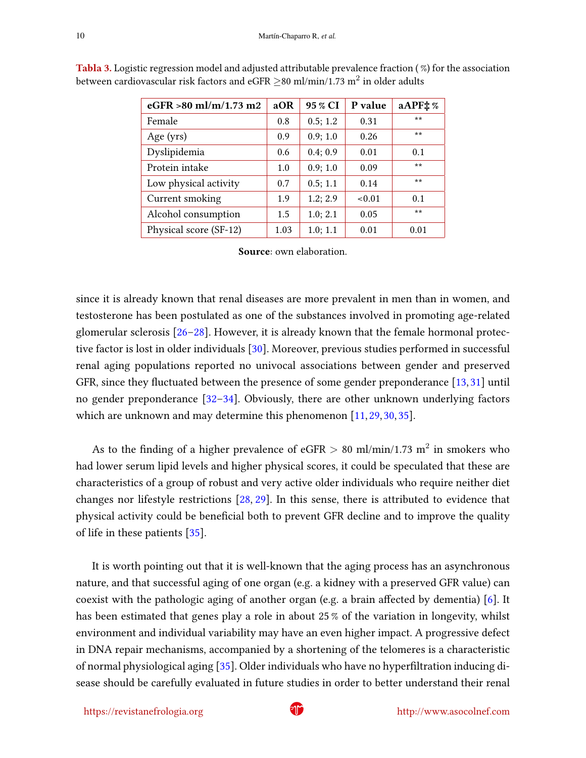**Tabla 3.** Logistic regression model and adjusted attributable prevalence fraction (%) for the association between cardiovascular risk factors and eGFR $\geq$80 ml/min/1.73 m$^2$ in older adults

| eGFR >80 ml/m/1.73 m2 | aOR | 95 % CI | P value | aAPF‡ % |
|---|---|---|---|---|
| Female | 0.8 | 0.5; 1.2 | 0.31 | ** |
| Age (yrs) | 0.9 | 0.9; 1.0 | 0.26 | ** |
| Dyslipidemia | 0.6 | 0.4; 0.9 | 0.01 | 0.1 |
| Protein intake | 1.0 | 0.9; 1.0 | 0.09 | ** |
| Low physical activity | 0.7 | 0.5; 1.1 | 0.14 | ** |
| Current smoking | 1.9 | 1.2; 2.9 | <0.01 | 0.1 |
| Alcohol consumption | 1.5 | 1.0; 2.1 | 0.05 | ** |
| Physical score (SF-12) | 1.03 | 1.0; 1.1 | 0.01 | 0.01 |

**Source**: own elaboration.

since it is already known that renal diseases are more prevalent in men than in women, and testosterone has been postulated as one of the substances involved in promoting age-related glomerular sclerosis [26–28]. However, it is already known that the female hormonal protective factor is lost in older individuals [30]. Moreover, previous studies performed in successful renal aging populations reported no univocal associations between gender and preserved GFR, since they fluctuated between the presence of some gender preponderance [13, 31] until no gender preponderance [32–34]. Obviously, there are other unknown underlying factors which are unknown and may determine this phenomenon [11, 29, 30, 35].

As to the finding of a higher prevalence of eGFR $>$ 80 ml/min/1.73 m$^2$ in smokers who had lower serum lipid levels and higher physical scores, it could be speculated that these are characteristics of a group of robust and very active older individuals who require neither diet changes nor lifestyle restrictions [28, 29]. In this sense, there is attributed to evidence that physical activity could be beneficial both to prevent GFR decline and to improve the quality of life in these patients [35].

It is worth pointing out that it is well-known that the aging process has an asynchronous nature, and that successful aging of one organ (e.g. a kidney with a preserved GFR value) can coexist with the pathologic aging of another organ (e.g. a brain affected by dementia) [6]. It has been estimated that genes play a role in about 25 % of the variation in longevity, whilst environment and individual variability may have an even higher impact. A progressive defect in DNA repair mechanisms, accompanied by a shortening of the telomeres is a characteristic of normal physiological aging [35]. Older individuals who have no hyperfiltration inducing disease should be carefully evaluated in future studies in order to better understand their renal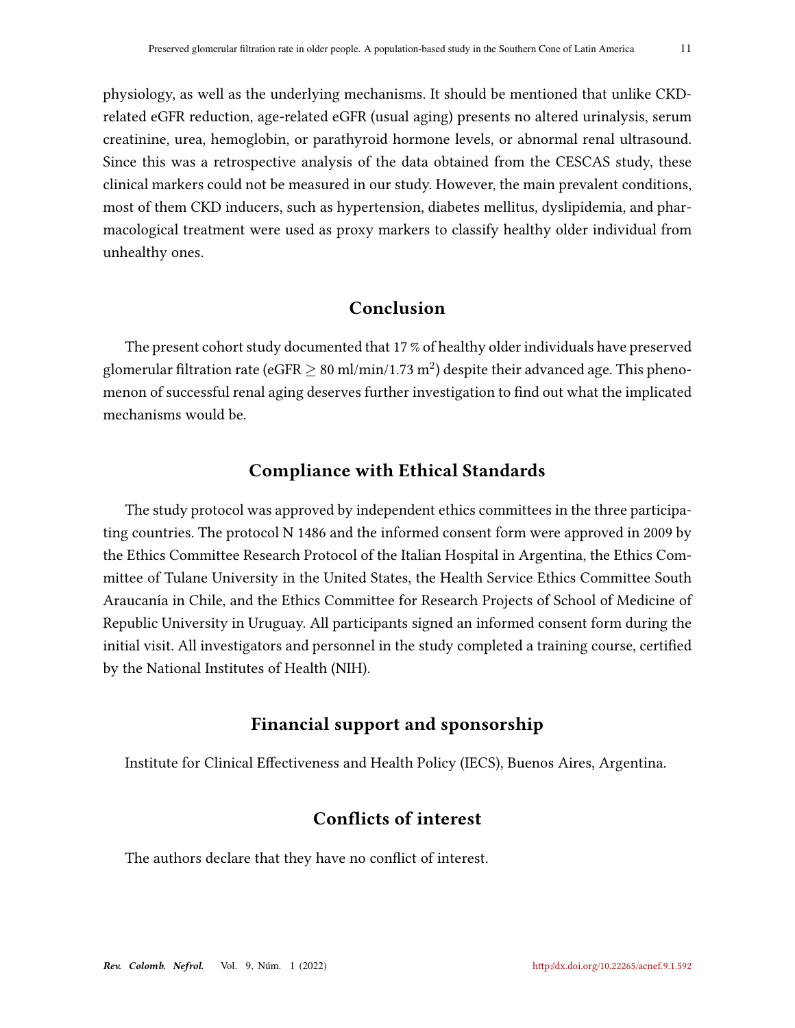physiology, as well as the underlying mechanisms. It should be mentioned that unlike CKD-related eGFR reduction, age-related eGFR (usual aging) presents no altered urinalysis, serum creatinine, urea, hemoglobin, or parathyroid hormone levels, or abnormal renal ultrasound. Since this was a retrospective analysis of the data obtained from the CESCAS study, these clinical markers could not be measured in our study. However, the main prevalent conditions, most of them CKD inducers, such as hypertension, diabetes mellitus, dyslipidemia, and pharmacological treatment were used as proxy markers to classify healthy older individual from unhealthy ones.

## Conclusion

The present cohort study documented that 17 % of healthy older individuals have preserved glomerular filtration rate (eGFR $\geq$ 80 ml/min/1.73 $m^2$) despite their advanced age. This phenomenon of successful renal aging deserves further investigation to find out what the implicated mechanisms would be.

## Compliance with Ethical Standards

The study protocol was approved by independent ethics committees in the three participating countries. The protocol N 1486 and the informed consent form were approved in 2009 by the Ethics Committee Research Protocol of the Italian Hospital in Argentina, the Ethics Committee of Tulane University in the United States, the Health Service Ethics Committee South Araucanía in Chile, and the Ethics Committee for Research Projects of School of Medicine of Republic University in Uruguay. All participants signed an informed consent form during the initial visit. All investigators and personnel in the study completed a training course, certified by the National Institutes of Health (NIH).

## Financial support and sponsorship

Institute for Clinical Effectiveness and Health Policy (IECS), Buenos Aires, Argentina.

## Conflicts of interest

The authors declare that they have no conflict of interest.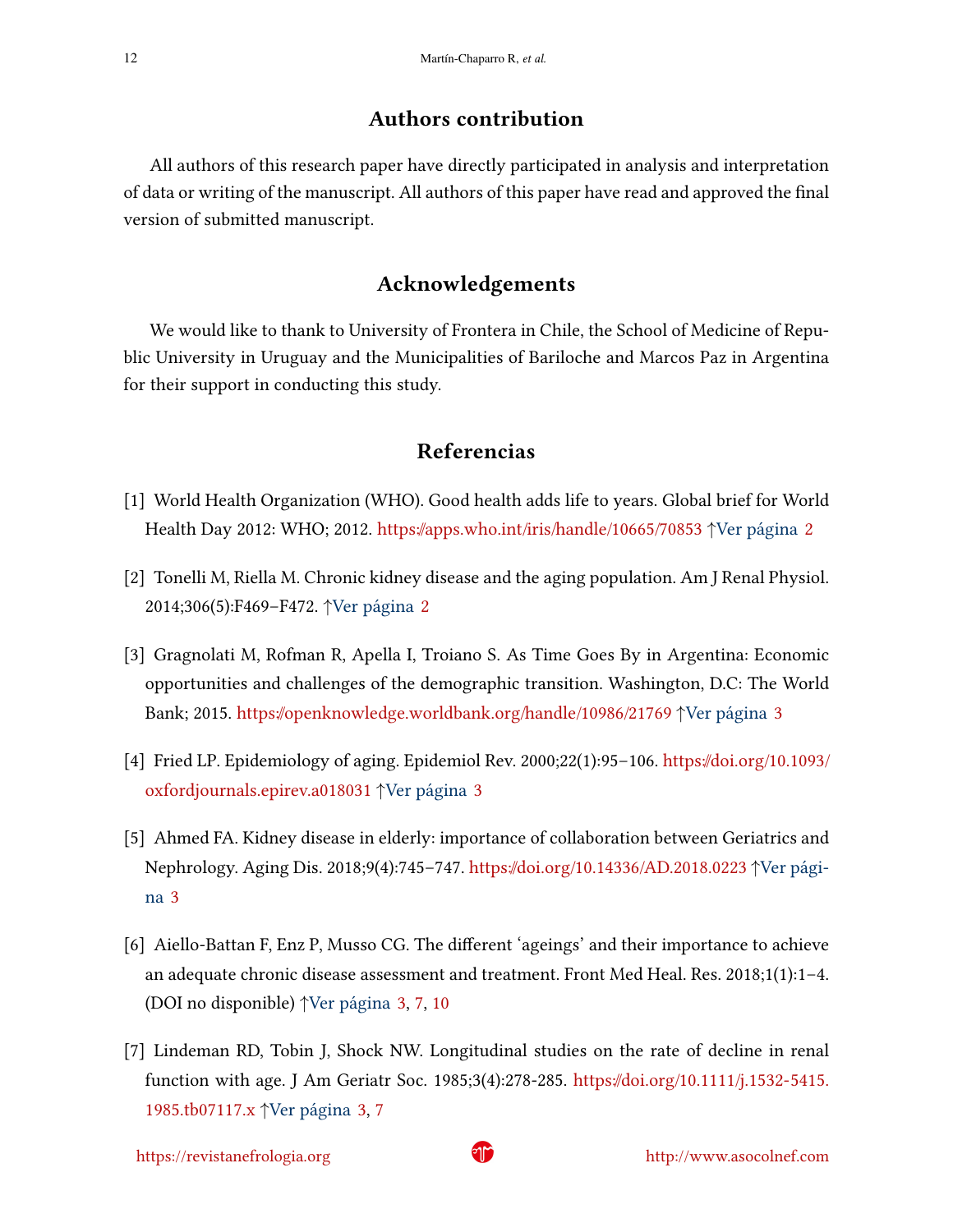## Authors contribution

All authors of this research paper have directly participated in analysis and interpretation of data or writing of the manuscript. All authors of this paper have read and approved the final version of submitted manuscript.

## Acknowledgements

We would like to thank to University of Frontera in Chile, the School of Medicine of Republic University in Uruguay and the Municipalities of Bariloche and Marcos Paz in Argentina for their support in conducting this study.

## Referencias

[1] World Health Organization (WHO). Good health adds life to years. Global brief for World Health Day 2012: WHO; 2012. https://apps.who.int/iris/handle/10665/70853 ↑Ver página 2

[2] Tonelli M, Riella M. Chronic kidney disease and the aging population. Am J Renal Physiol. 2014;306(5):F469–F472. ↑Ver página 2

[3] Gragnolati M, Rofman R, Apella I, Troiano S. As Time Goes By in Argentina: Economic opportunities and challenges of the demographic transition. Washington, D.C: The World Bank; 2015. https://openknowledge.worldbank.org/handle/10986/21769 ↑Ver página 3

[4] Fried LP. Epidemiology of aging. Epidemiol Rev. 2000;22(1):95–106. https://doi.org/10.1093/oxfordjournals.epirev.a018031 ↑Ver página 3

[5] Ahmed FA. Kidney disease in elderly: importance of collaboration between Geriatrics and Nephrology. Aging Dis. 2018;9(4):745–747. https://doi.org/10.14336/AD.2018.0223 ↑Ver página 3

[6] Aiello-Battan F, Enz P, Musso CG. The different 'ageings' and their importance to achieve an adequate chronic disease assessment and treatment. Front Med Heal. Res. 2018;1(1):1–4. (DOI no disponible) ↑Ver página 3, 7, 10

[7] Lindeman RD, Tobin J, Shock NW. Longitudinal studies on the rate of decline in renal function with age. J Am Geriatr Soc. 1985;3(4):278-285. https://doi.org/10.1111/j.1532-5415.1985.tb07117.x ↑Ver página 3, 7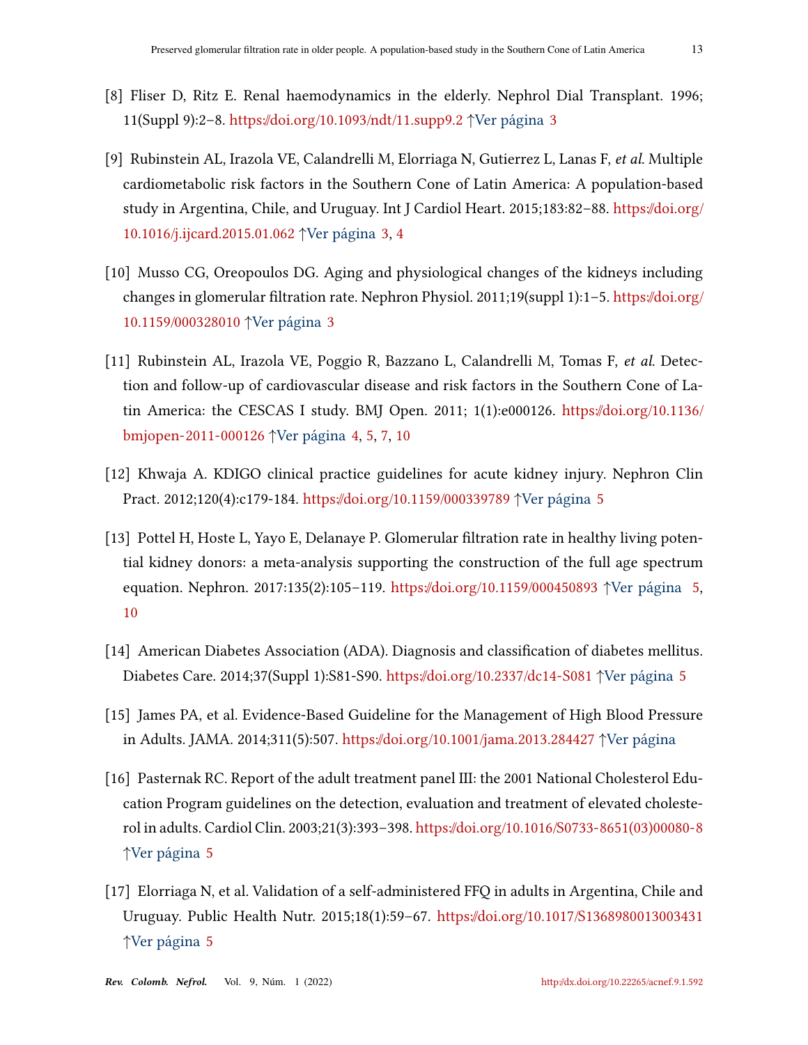[8] Fliser D, Ritz E. Renal haemodynamics in the elderly. Nephrol Dial Transplant. 1996; 11(Suppl 9):2–8. https://doi.org/10.1093/ndt/11.supp9.2 ↑Ver página 3

[9] Rubinstein AL, Irazola VE, Calandrelli M, Elorriaga N, Gutierrez L, Lanas F, *et al.* Multiple cardiometabolic risk factors in the Southern Cone of Latin America: A population-based study in Argentina, Chile, and Uruguay. Int J Cardiol Heart. 2015;183:82–88. https://doi.org/10.1016/j.ijcard.2015.01.062 ↑Ver página 3, 4

[10] Musso CG, Oreopoulos DG. Aging and physiological changes of the kidneys including changes in glomerular filtration rate. Nephron Physiol. 2011;19(suppl 1):1–5. https://doi.org/10.1159/000328010 ↑Ver página 3

[11] Rubinstein AL, Irazola VE, Poggio R, Bazzano L, Calandrelli M, Tomas F, *et al.* Detection and follow-up of cardiovascular disease and risk factors in the Southern Cone of Latin America: the CESCAS I study. BMJ Open. 2011; 1(1):e000126. https://doi.org/10.1136/bmjopen-2011-000126 ↑Ver página 4, 5, 7, 10

[12] Khwaja A. KDIGO clinical practice guidelines for acute kidney injury. Nephron Clin Pract. 2012;120(4):c179-184. https://doi.org/10.1159/000339789 ↑Ver página 5

[13] Pottel H, Hoste L, Yayo E, Delanaye P. Glomerular filtration rate in healthy living potential kidney donors: a meta-analysis supporting the construction of the full age spectrum equation. Nephron. 2017:135(2):105–119. https://doi.org/10.1159/000450893 ↑Ver página 5, 10

[14] American Diabetes Association (ADA). Diagnosis and classification of diabetes mellitus. Diabetes Care. 2014;37(Suppl 1):S81-S90. https://doi.org/10.2337/dc14-S081 ↑Ver página 5

[15] James PA, et al. Evidence-Based Guideline for the Management of High Blood Pressure in Adults. JAMA. 2014;311(5):507. https://doi.org/10.1001/jama.2013.284427 ↑Ver página

[16] Pasternak RC. Report of the adult treatment panel III: the 2001 National Cholesterol Education Program guidelines on the detection, evaluation and treatment of elevated cholesterol in adults. Cardiol Clin. 2003;21(3):393–398. https://doi.org/10.1016/S0733-8651(03)00080-8 ↑Ver página 5

[17] Elorriaga N, et al. Validation of a self-administered FFQ in adults in Argentina, Chile and Uruguay. Public Health Nutr. 2015;18(1):59–67. https://doi.org/10.1017/S1368980013003431 ↑Ver página 5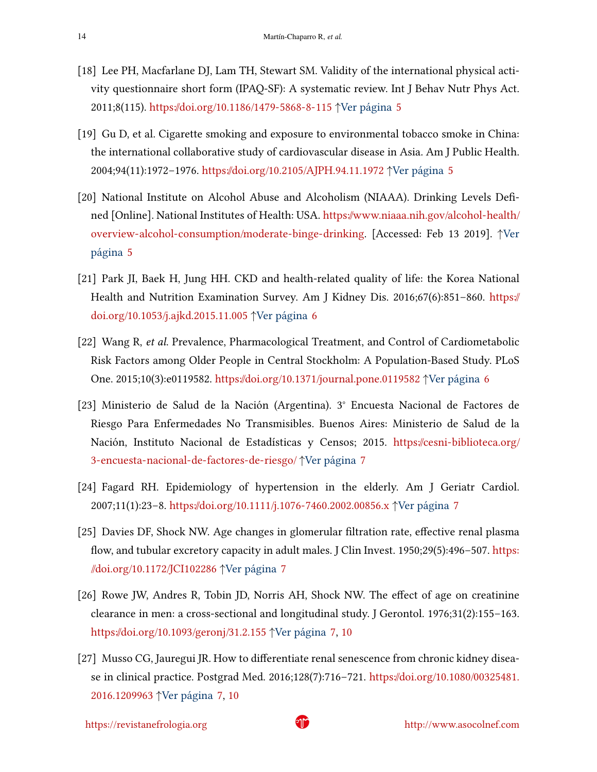[18] Lee PH, Macfarlane DJ, Lam TH, Stewart SM. Validity of the international physical activity questionnaire short form (IPAQ-SF): A systematic review. Int J Behav Nutr Phys Act. 2011;8(115). https://doi.org/10.1186/1479-5868-8-115 ↑Ver página 5

[19] Gu D, et al. Cigarette smoking and exposure to environmental tobacco smoke in China: the international collaborative study of cardiovascular disease in Asia. Am J Public Health. 2004;94(11):1972–1976. https://doi.org/10.2105/AJPH.94.11.1972 ↑Ver página 5

[20] National Institute on Alcohol Abuse and Alcoholism (NIAAA). Drinking Levels Defined [Online]. National Institutes of Health: USA. https://www.niaaa.nih.gov/alcohol-health/overview-alcohol-consumption/moderate-binge-drinking. [Accessed: Feb 13 2019]. ↑Ver página 5

[21] Park JI, Baek H, Jung HH. CKD and health-related quality of life: the Korea National Health and Nutrition Examination Survey. Am J Kidney Dis. 2016;67(6):851–860. https://doi.org/10.1053/j.ajkd.2015.11.005 ↑Ver página 6

[22] Wang R, *et al.* Prevalence, Pharmacological Treatment, and Control of Cardiometabolic Risk Factors among Older People in Central Stockholm: A Population-Based Study. PLoS One. 2015;10(3):e0119582. https://doi.org/10.1371/journal.pone.0119582 ↑Ver página 6

[23] Ministerio de Salud de la Nación (Argentina). 3° Encuesta Nacional de Factores de Riesgo Para Enfermedades No Transmisibles. Buenos Aires: Ministerio de Salud de la Nación, Instituto Nacional de Estadísticas y Censos; 2015. https://cesni-biblioteca.org/3-encuesta-nacional-de-factores-de-riesgo/ ↑Ver página 7

[24] Fagard RH. Epidemiology of hypertension in the elderly. Am J Geriatr Cardiol. 2007;11(1):23–8. https://doi.org/10.1111/j.1076-7460.2002.00856.x ↑Ver página 7

[25] Davies DF, Shock NW. Age changes in glomerular filtration rate, effective renal plasma flow, and tubular excretory capacity in adult males. J Clin Invest. 1950;29(5):496–507. https://doi.org/10.1172/JCI102286 ↑Ver página 7

[26] Rowe JW, Andres R, Tobin JD, Norris AH, Shock NW. The effect of age on creatinine clearance in men: a cross-sectional and longitudinal study. J Gerontol. 1976;31(2):155–163. https://doi.org/10.1093/geronj/31.2.155 ↑Ver página 7, 10

[27] Musso CG, Jauregui JR. How to differentiate renal senescence from chronic kidney disease in clinical practice. Postgrad Med. 2016;128(7):716–721. https://doi.org/10.1080/00325481.2016.1209963 ↑Ver página 7, 10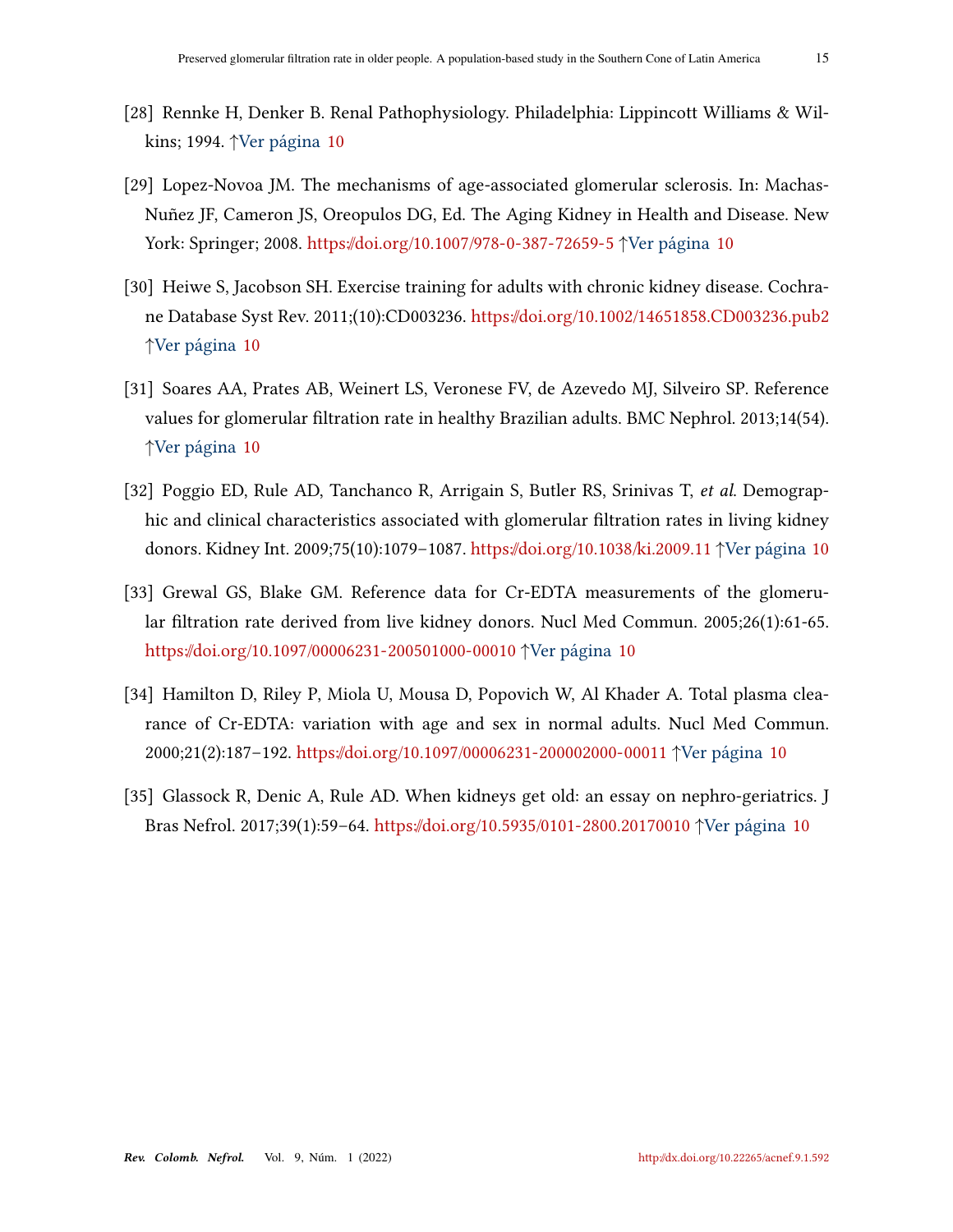[28] Rennke H, Denker B. Renal Pathophysiology. Philadelphia: Lippincott Williams & Wilkins; 1994. ↑Ver página 10

[29] Lopez-Novoa JM. The mechanisms of age-associated glomerular sclerosis. In: Machas-Nuñez JF, Cameron JS, Oreopulos DG, Ed. The Aging Kidney in Health and Disease. New York: Springer; 2008. https://doi.org/10.1007/978-0-387-72659-5 ↑Ver página 10

[30] Heiwe S, Jacobson SH. Exercise training for adults with chronic kidney disease. Cochrane Database Syst Rev. 2011;(10):CD003236. https://doi.org/10.1002/14651858.CD003236.pub2 ↑Ver página 10

[31] Soares AA, Prates AB, Weinert LS, Veronese FV, de Azevedo MJ, Silveiro SP. Reference values for glomerular filtration rate in healthy Brazilian adults. BMC Nephrol. 2013;14(54). ↑Ver página 10

[32] Poggio ED, Rule AD, Tanchanco R, Arrigain S, Butler RS, Srinivas T, *et al*. Demographic and clinical characteristics associated with glomerular filtration rates in living kidney donors. Kidney Int. 2009;75(10):1079–1087. https://doi.org/10.1038/ki.2009.11 ↑Ver página 10

[33] Grewal GS, Blake GM. Reference data for Cr-EDTA measurements of the glomerular filtration rate derived from live kidney donors. Nucl Med Commun. 2005;26(1):61-65. https://doi.org/10.1097/00006231-200501000-00010 ↑Ver página 10

[34] Hamilton D, Riley P, Miola U, Mousa D, Popovich W, Al Khader A. Total plasma clearance of Cr-EDTA: variation with age and sex in normal adults. Nucl Med Commun. 2000;21(2):187–192. https://doi.org/10.1097/00006231-200002000-00011 ↑Ver página 10

[35] Glassock R, Denic A, Rule AD. When kidneys get old: an essay on nephro-geriatrics. J Bras Nefrol. 2017;39(1):59–64. https://doi.org/10.5935/0101-2800.20170010 ↑Ver página 10